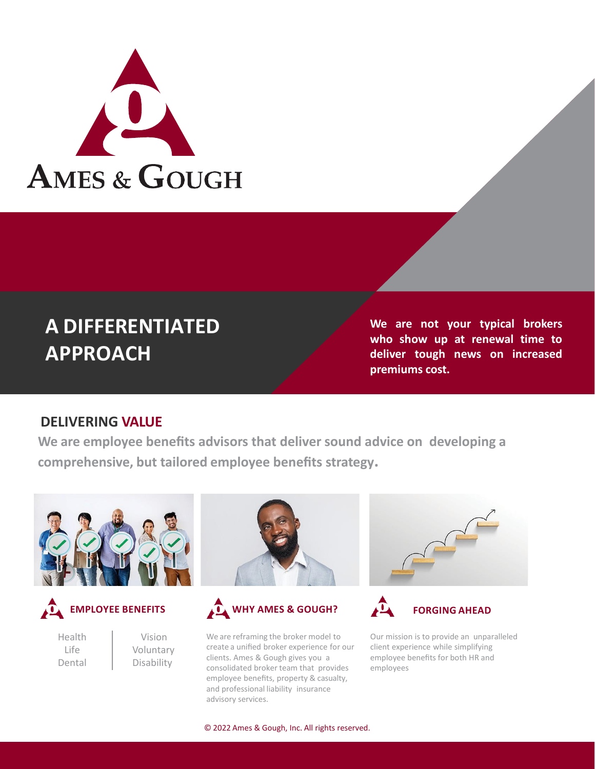# AMES & GOUGH

## A DIFFERENTIATED APPROACH

**We are not your typical brokers who show up at renewal time to deliver tough news on increased premiums cost.**

## DELIVERING VALUE

**We are employee benefits advisors that deliver sound advice on developing a comprehensive, but tailored employee benefits strategy.**

### EMPLOYEE BENEFITS

| | |
|---|---|
| Health | Vision |
| Life | Voluntary |
| Dental | Disability |

### WHY AMES & GOUGH?

We are reframing the broker model to create a unified broker experience for our clients. Ames & Gough gives you a consolidated broker team that provides employee benefits, property & casualty, and professional liability insurance advisory services.

### FORGING AHEAD

Our mission is to provide an unparalleled client experience while simplifying employee benefits for both HR and employees

© 2022 Ames & Gough, Inc. All rights reserved.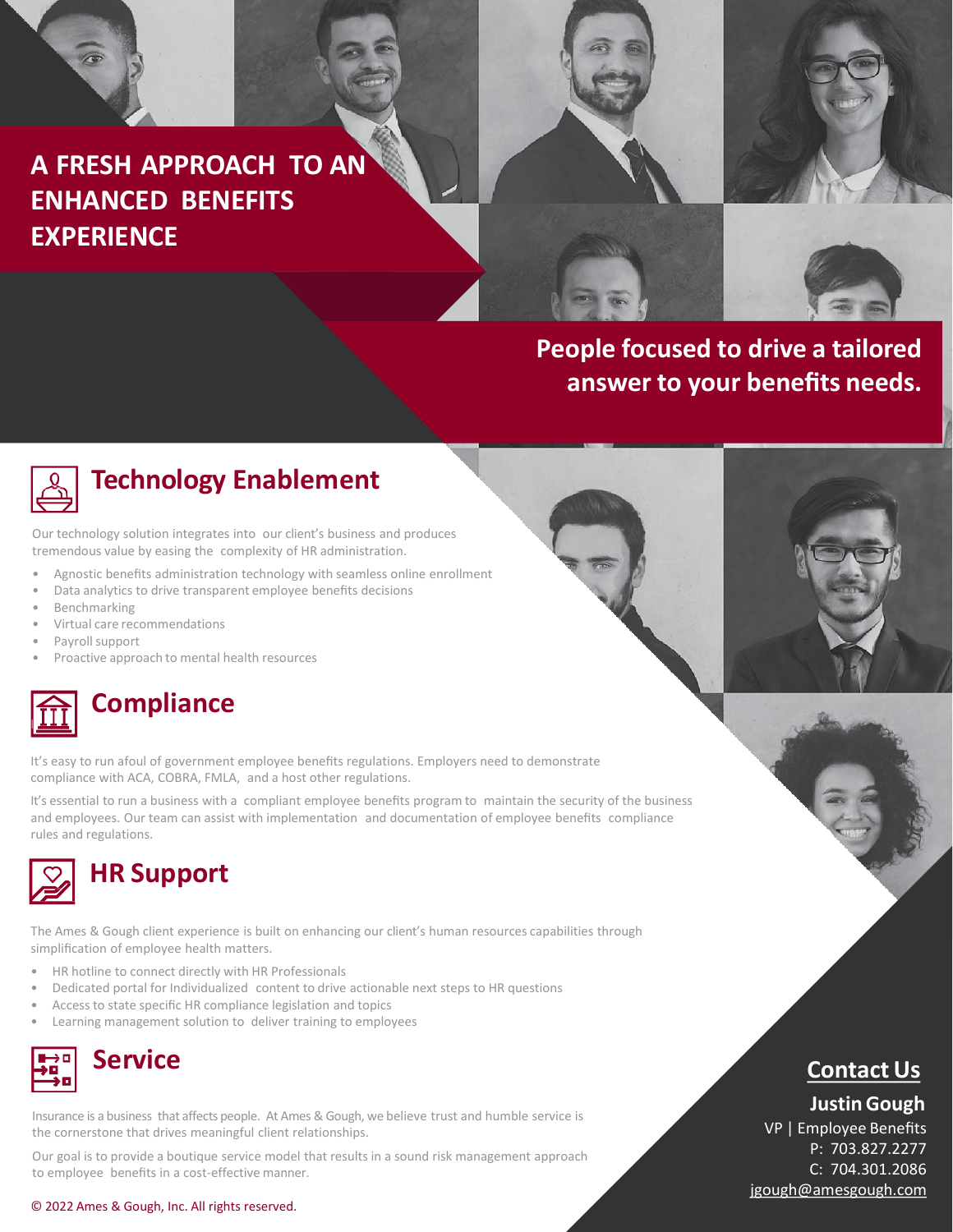# A FRESH APPROACH TO AN ENHANCED BENEFITS EXPERIENCE

**People focused to drive a tailored answer to your benefits needs.**

## Technology Enablement

Our technology solution integrates into our client's business and produces tremendous value by easing the complexity of HR administration.

- Agnostic benefits administration technology with seamless online enrollment
- Data analytics to drive transparent employee benefits decisions
- Benchmarking
- Virtual care recommendations
- Payroll support
- Proactive approach to mental health resources

## Compliance

It's easy to run afoul of government employee benefits regulations. Employers need to demonstrate compliance with ACA, COBRA, FMLA, and a host other regulations.

It's essential to run a business with a compliant employee benefits program to maintain the security of the business and employees. Our team can assist with implementation and documentation of employee benefits compliance rules and regulations.

## HR Support

The Ames & Gough client experience is built on enhancing our client's human resources capabilities through simplification of employee health matters.

- HR hotline to connect directly with HR Professionals
- Dedicated portal for Individualized content to drive actionable next steps to HR questions
- Access to state specific HR compliance legislation and topics
- Learning management solution to deliver training to employees

## Service

Insurance is a business that affects people. At Ames & Gough, we believe trust and humble service is the cornerstone that drives meaningful client relationships.

Our goal is to provide a boutique service model that results in a sound risk management approach to employee benefits in a cost-effective manner.

## Contact Us

**Justin Gough**
VP | Employee Benefits
P: 703.827.2277
C: 704.301.2086
jgough@amesgough.com

© 2022 Ames & Gough, Inc. All rights reserved.